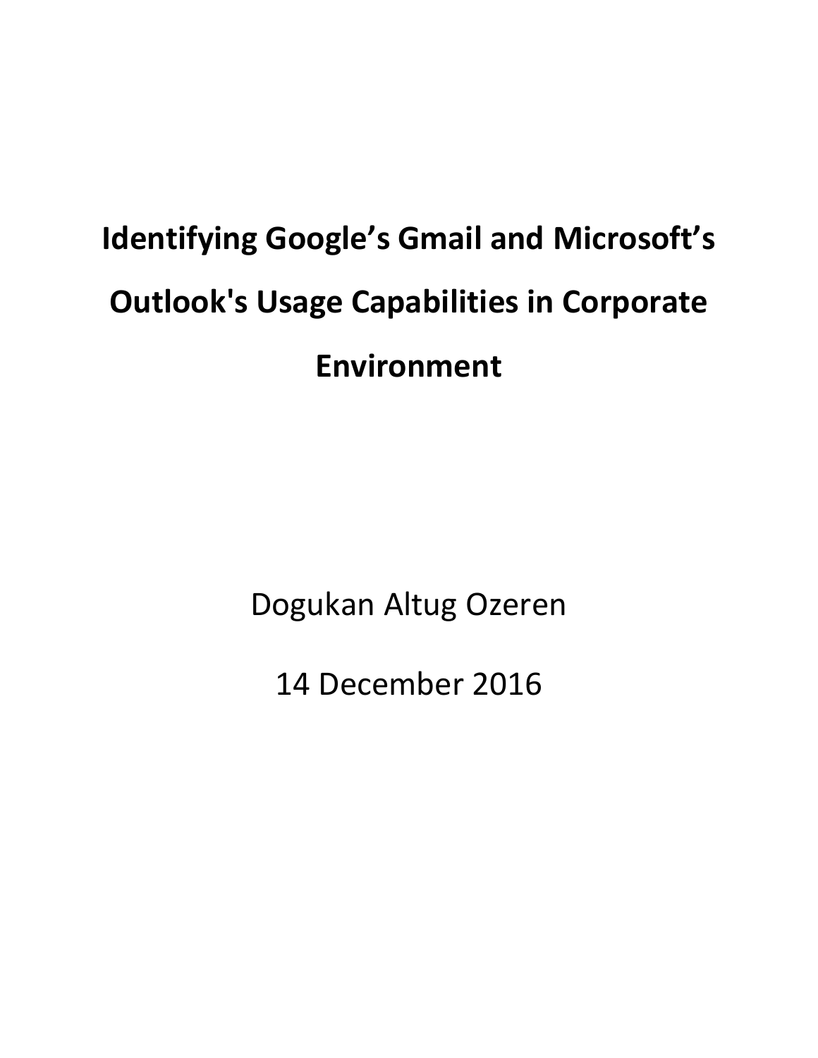# Identifying Google's Gmail and Microsoft's Outlook's Usage Capabilities in Corporate Environment

Dogukan Altug Ozeren

14 December 2016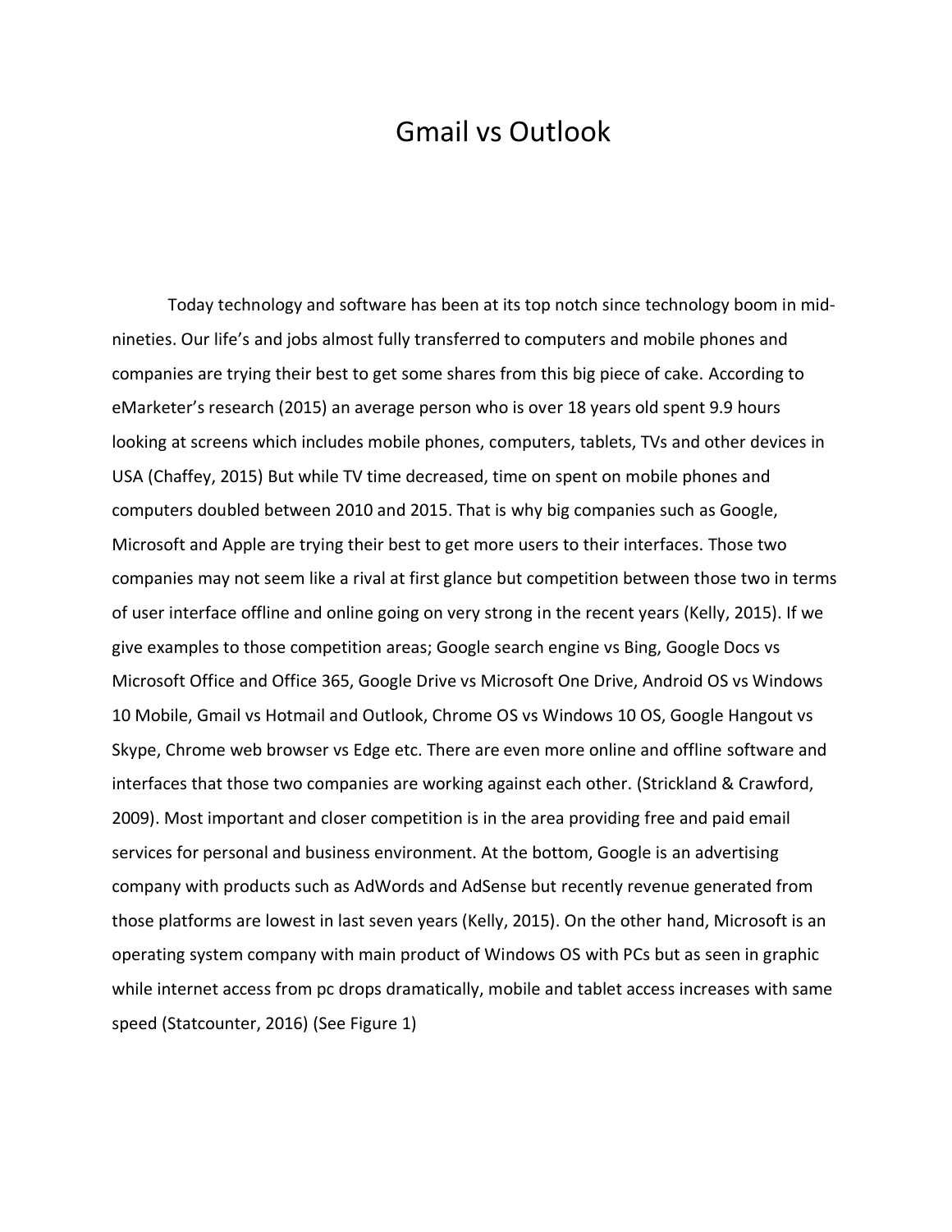# Gmail vs Outlook

Today technology and software has been at its top notch since technology boom in mid-nineties. Our life's and jobs almost fully transferred to computers and mobile phones and companies are trying their best to get some shares from this big piece of cake. According to eMarketer's research (2015) an average person who is over 18 years old spent 9.9 hours looking at screens which includes mobile phones, computers, tablets, TVs and other devices in USA (Chaffey, 2015) But while TV time decreased, time on spent on mobile phones and computers doubled between 2010 and 2015. That is why big companies such as Google, Microsoft and Apple are trying their best to get more users to their interfaces. Those two companies may not seem like a rival at first glance but competition between those two in terms of user interface offline and online going on very strong in the recent years (Kelly, 2015). If we give examples to those competition areas; Google search engine vs Bing, Google Docs vs Microsoft Office and Office 365, Google Drive vs Microsoft One Drive, Android OS vs Windows 10 Mobile, Gmail vs Hotmail and Outlook, Chrome OS vs Windows 10 OS, Google Hangout vs Skype, Chrome web browser vs Edge etc. There are even more online and offline software and interfaces that those two companies are working against each other. (Strickland & Crawford, 2009). Most important and closer competition is in the area providing free and paid email services for personal and business environment. At the bottom, Google is an advertising company with products such as AdWords and AdSense but recently revenue generated from those platforms are lowest in last seven years (Kelly, 2015). On the other hand, Microsoft is an operating system company with main product of Windows OS with PCs but as seen in graphic while internet access from pc drops dramatically, mobile and tablet access increases with same speed (Statcounter, 2016) (See Figure 1)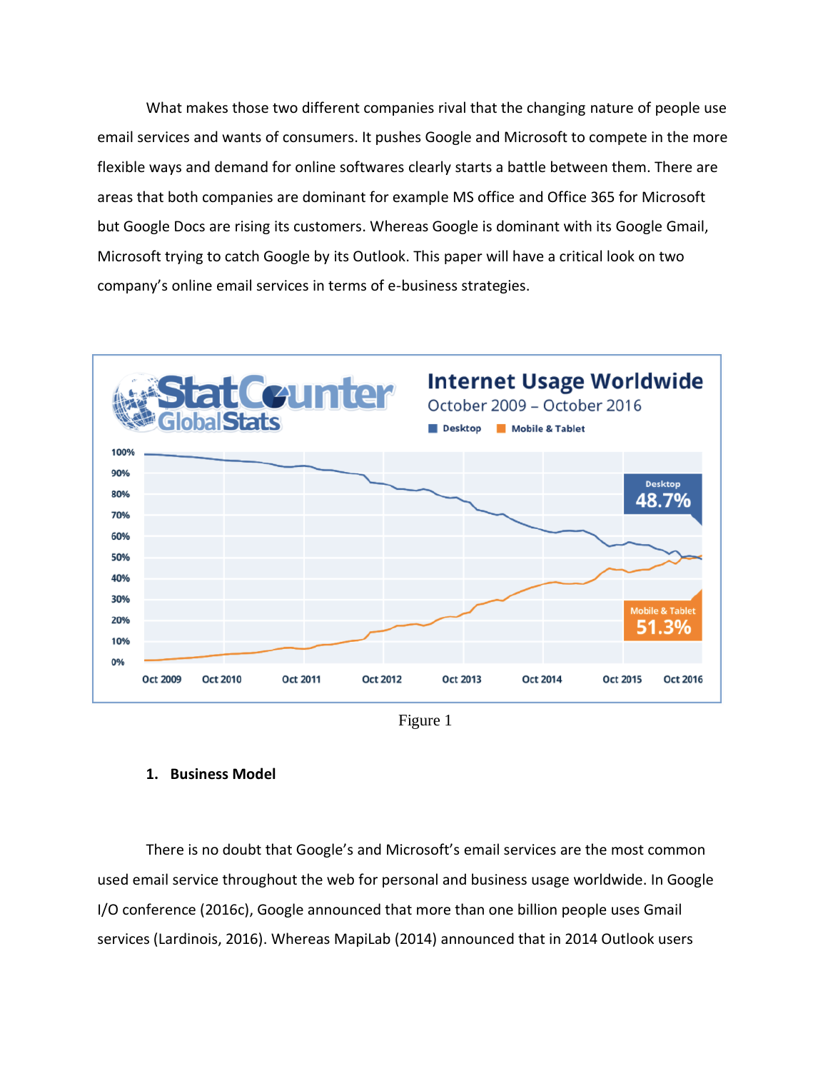What makes those two different companies rival that the changing nature of people use email services and wants of consumers. It pushes Google and Microsoft to compete in the more flexible ways and demand for online softwares clearly starts a battle between them. There are areas that both companies are dominant for example MS office and Office 365 for Microsoft but Google Docs are rising its customers. Whereas Google is dominant with its Google Gmail, Microsoft trying to catch Google by its Outlook. This paper will have a critical look on two company's online email services in terms of e-business strategies.

Figure 1

## 1. Business Model

There is no doubt that Google's and Microsoft's email services are the most common used email service throughout the web for personal and business usage worldwide. In Google I/O conference (2016c), Google announced that more than one billion people uses Gmail services (Lardinois, 2016). Whereas MapiLab (2014) announced that in 2014 Outlook users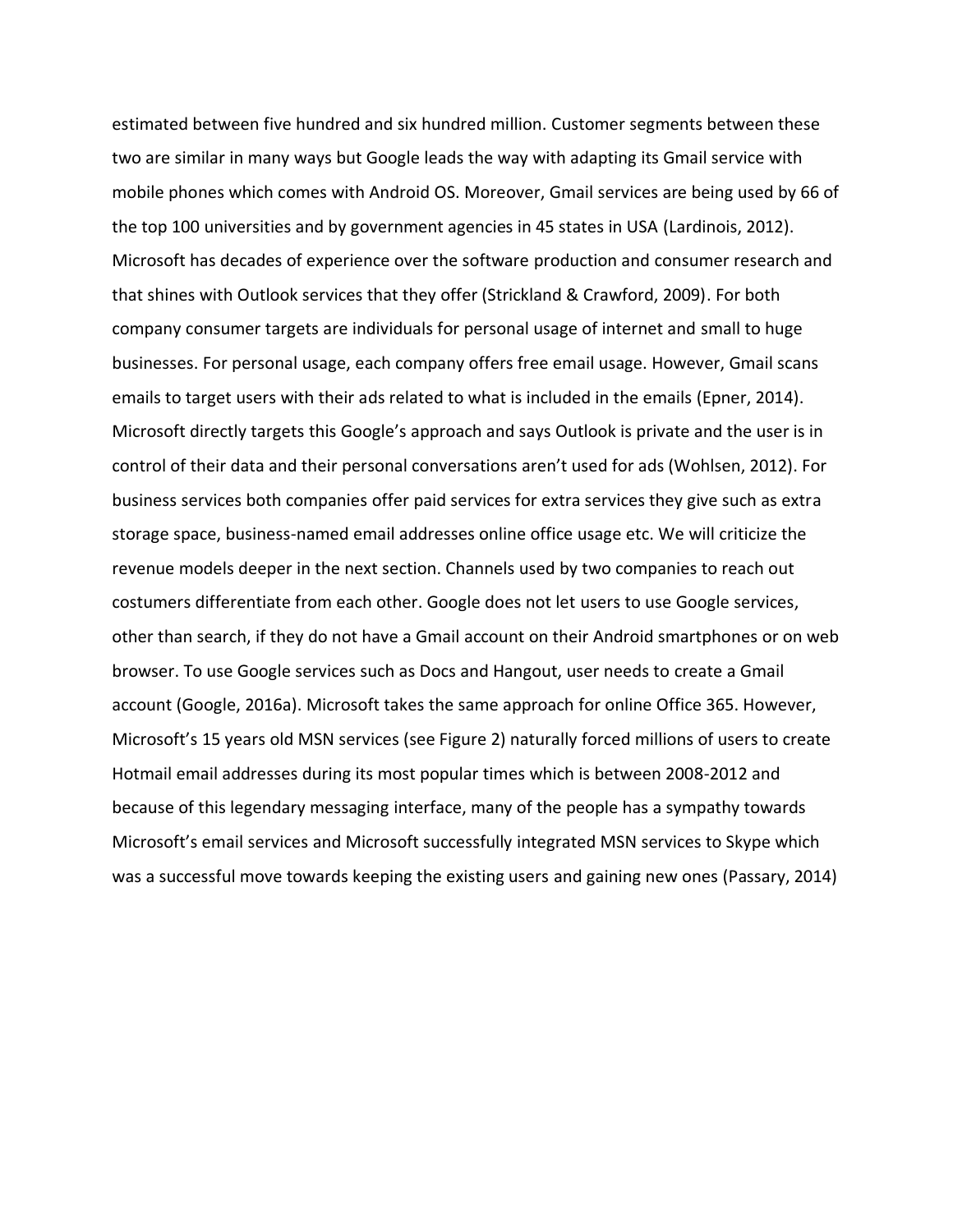estimated between five hundred and six hundred million. Customer segments between these two are similar in many ways but Google leads the way with adapting its Gmail service with mobile phones which comes with Android OS. Moreover, Gmail services are being used by 66 of the top 100 universities and by government agencies in 45 states in USA (Lardinois, 2012). Microsoft has decades of experience over the software production and consumer research and that shines with Outlook services that they offer (Strickland & Crawford, 2009). For both company consumer targets are individuals for personal usage of internet and small to huge businesses. For personal usage, each company offers free email usage. However, Gmail scans emails to target users with their ads related to what is included in the emails (Epner, 2014). Microsoft directly targets this Google's approach and says Outlook is private and the user is in control of their data and their personal conversations aren't used for ads (Wohlsen, 2012). For business services both companies offer paid services for extra services they give such as extra storage space, business-named email addresses online office usage etc. We will criticize the revenue models deeper in the next section. Channels used by two companies to reach out costumers differentiate from each other. Google does not let users to use Google services, other than search, if they do not have a Gmail account on their Android smartphones or on web browser. To use Google services such as Docs and Hangout, user needs to create a Gmail account (Google, 2016a). Microsoft takes the same approach for online Office 365. However, Microsoft's 15 years old MSN services (see Figure 2) naturally forced millions of users to create Hotmail email addresses during its most popular times which is between 2008-2012 and because of this legendary messaging interface, many of the people has a sympathy towards Microsoft's email services and Microsoft successfully integrated MSN services to Skype which was a successful move towards keeping the existing users and gaining new ones (Passary, 2014)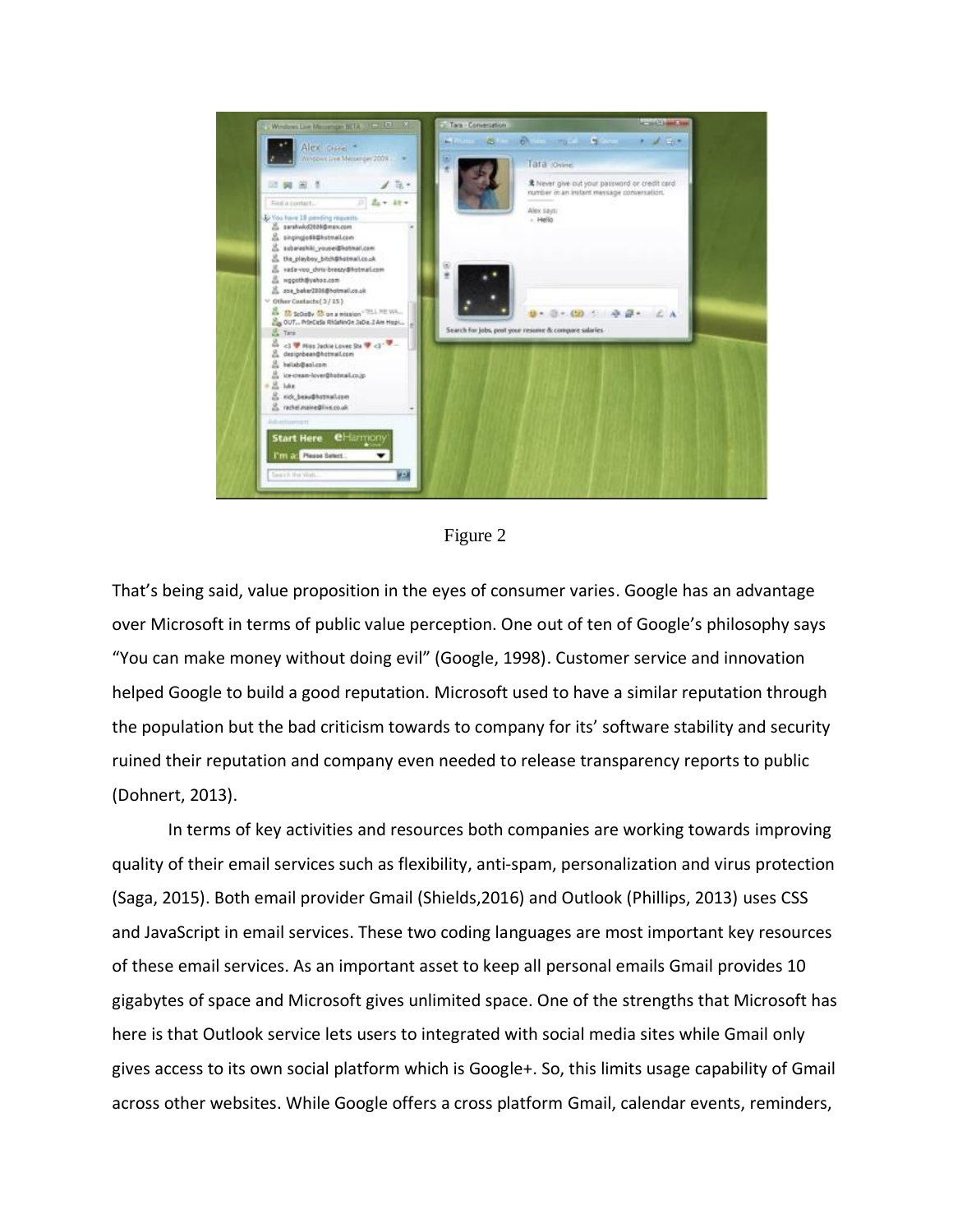Figure 2

That's being said, value proposition in the eyes of consumer varies. Google has an advantage over Microsoft in terms of public value perception. One out of ten of Google's philosophy says "You can make money without doing evil" (Google, 1998). Customer service and innovation helped Google to build a good reputation. Microsoft used to have a similar reputation through the population but the bad criticism towards to company for its' software stability and security ruined their reputation and company even needed to release transparency reports to public (Dohnert, 2013).

In terms of key activities and resources both companies are working towards improving quality of their email services such as flexibility, anti-spam, personalization and virus protection (Saga, 2015). Both email provider Gmail (Shields,2016) and Outlook (Phillips, 2013) uses CSS and JavaScript in email services. These two coding languages are most important key resources of these email services. As an important asset to keep all personal emails Gmail provides 10 gigabytes of space and Microsoft gives unlimited space. One of the strengths that Microsoft has here is that Outlook service lets users to integrated with social media sites while Gmail only gives access to its own social platform which is Google+. So, this limits usage capability of Gmail across other websites. While Google offers a cross platform Gmail, calendar events, reminders,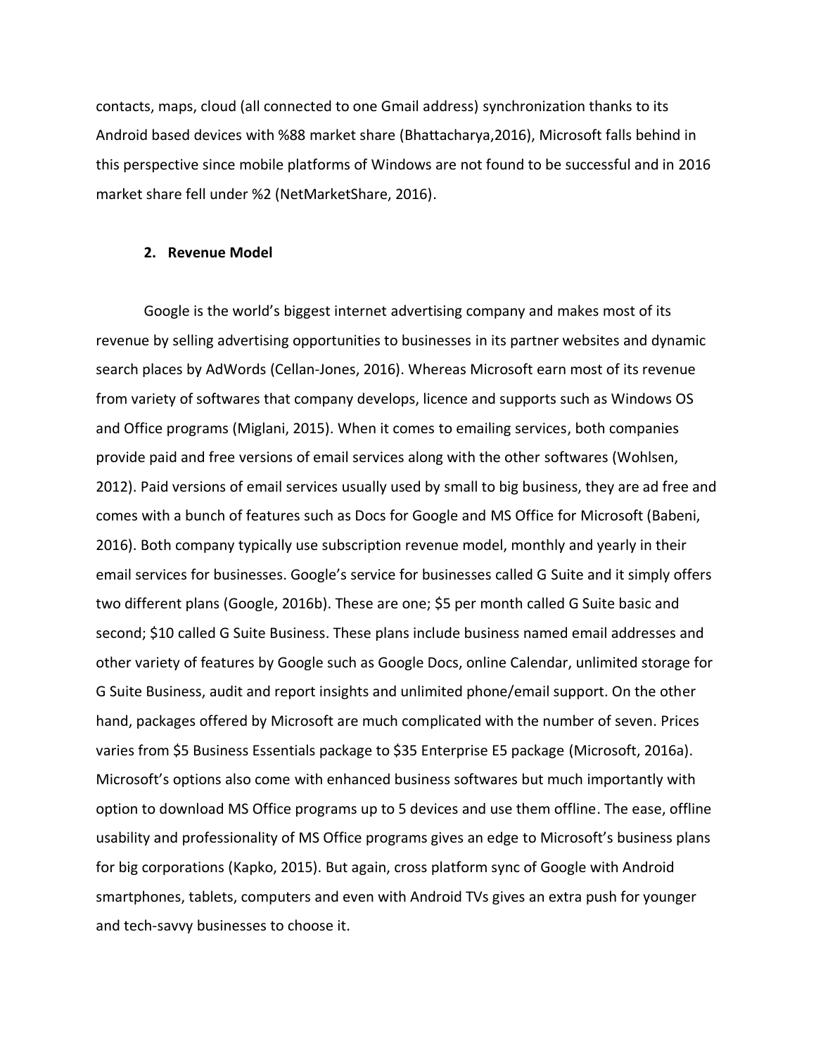contacts, maps, cloud (all connected to one Gmail address) synchronization thanks to its Android based devices with %88 market share (Bhattacharya,2016), Microsoft falls behind in this perspective since mobile platforms of Windows are not found to be successful and in 2016 market share fell under %2 (NetMarketShare, 2016).

## 2. Revenue Model

Google is the world's biggest internet advertising company and makes most of its revenue by selling advertising opportunities to businesses in its partner websites and dynamic search places by AdWords (Cellan-Jones, 2016). Whereas Microsoft earn most of its revenue from variety of softwares that company develops, licence and supports such as Windows OS and Office programs (Miglani, 2015). When it comes to emailing services, both companies provide paid and free versions of email services along with the other softwares (Wohlsen, 2012). Paid versions of email services usually used by small to big business, they are ad free and comes with a bunch of features such as Docs for Google and MS Office for Microsoft (Babeni, 2016). Both company typically use subscription revenue model, monthly and yearly in their email services for businesses. Google's service for businesses called G Suite and it simply offers two different plans (Google, 2016b). These are one; $5 per month called G Suite basic and second; $10 called G Suite Business. These plans include business named email addresses and other variety of features by Google such as Google Docs, online Calendar, unlimited storage for G Suite Business, audit and report insights and unlimited phone/email support. On the other hand, packages offered by Microsoft are much complicated with the number of seven. Prices varies from $5 Business Essentials package to $35 Enterprise E5 package (Microsoft, 2016a). Microsoft's options also come with enhanced business softwares but much importantly with option to download MS Office programs up to 5 devices and use them offline. The ease, offline usability and professionality of MS Office programs gives an edge to Microsoft's business plans for big corporations (Kapko, 2015). But again, cross platform sync of Google with Android smartphones, tablets, computers and even with Android TVs gives an extra push for younger and tech-savvy businesses to choose it.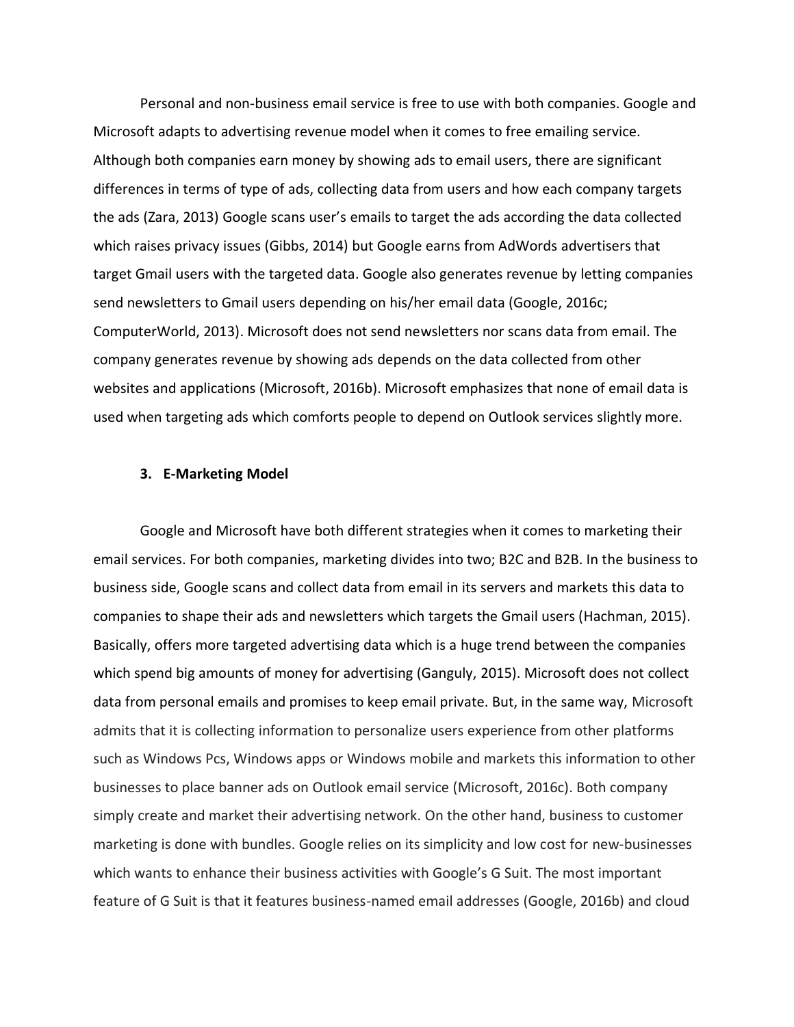Personal and non-business email service is free to use with both companies. Google and Microsoft adapts to advertising revenue model when it comes to free emailing service. Although both companies earn money by showing ads to email users, there are significant differences in terms of type of ads, collecting data from users and how each company targets the ads (Zara, 2013) Google scans user's emails to target the ads according the data collected which raises privacy issues (Gibbs, 2014) but Google earns from AdWords advertisers that target Gmail users with the targeted data. Google also generates revenue by letting companies send newsletters to Gmail users depending on his/her email data (Google, 2016c; ComputerWorld, 2013). Microsoft does not send newsletters nor scans data from email. The company generates revenue by showing ads depends on the data collected from other websites and applications (Microsoft, 2016b). Microsoft emphasizes that none of email data is used when targeting ads which comforts people to depend on Outlook services slightly more.

### 3. E-Marketing Model

Google and Microsoft have both different strategies when it comes to marketing their email services. For both companies, marketing divides into two; B2C and B2B. In the business to business side, Google scans and collect data from email in its servers and markets this data to companies to shape their ads and newsletters which targets the Gmail users (Hachman, 2015). Basically, offers more targeted advertising data which is a huge trend between the companies which spend big amounts of money for advertising (Ganguly, 2015). Microsoft does not collect data from personal emails and promises to keep email private. But, in the same way, Microsoft admits that it is collecting information to personalize users experience from other platforms such as Windows Pcs, Windows apps or Windows mobile and markets this information to other businesses to place banner ads on Outlook email service (Microsoft, 2016c). Both company simply create and market their advertising network. On the other hand, business to customer marketing is done with bundles. Google relies on its simplicity and low cost for new-businesses which wants to enhance their business activities with Google's G Suit. The most important feature of G Suit is that it features business-named email addresses (Google, 2016b) and cloud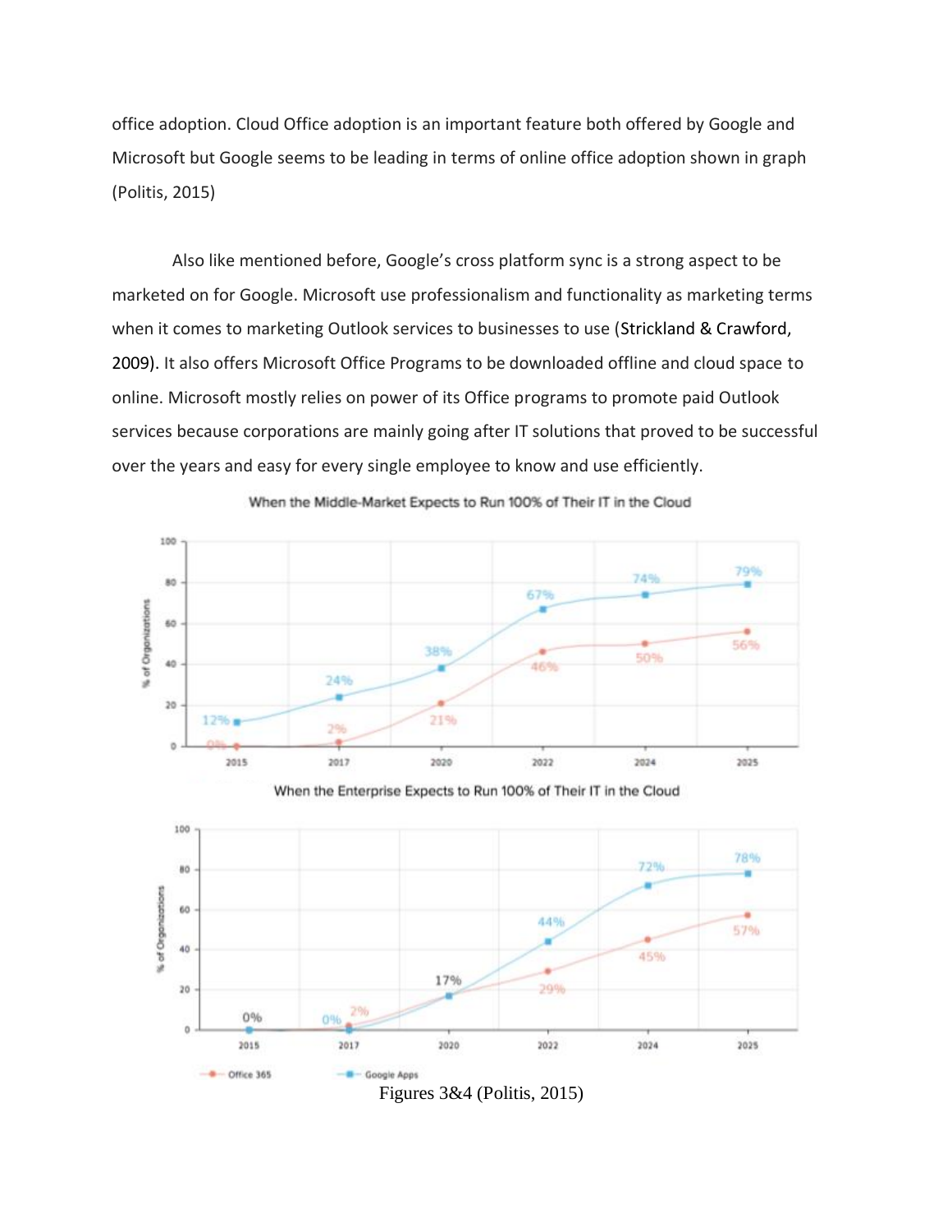office adoption. Cloud Office adoption is an important feature both offered by Google and Microsoft but Google seems to be leading in terms of online office adoption shown in graph (Politis, 2015)

Also like mentioned before, Google's cross platform sync is a strong aspect to be marketed on for Google. Microsoft use professionalism and functionality as marketing terms when it comes to marketing Outlook services to businesses to use (Strickland & Crawford, 2009). It also offers Microsoft Office Programs to be downloaded offline and cloud space to online. Microsoft mostly relies on power of its Office programs to promote paid Outlook services because corporations are mainly going after IT solutions that proved to be successful over the years and easy for every single employee to know and use efficiently.

Figures 3&4 (Politis, 2015)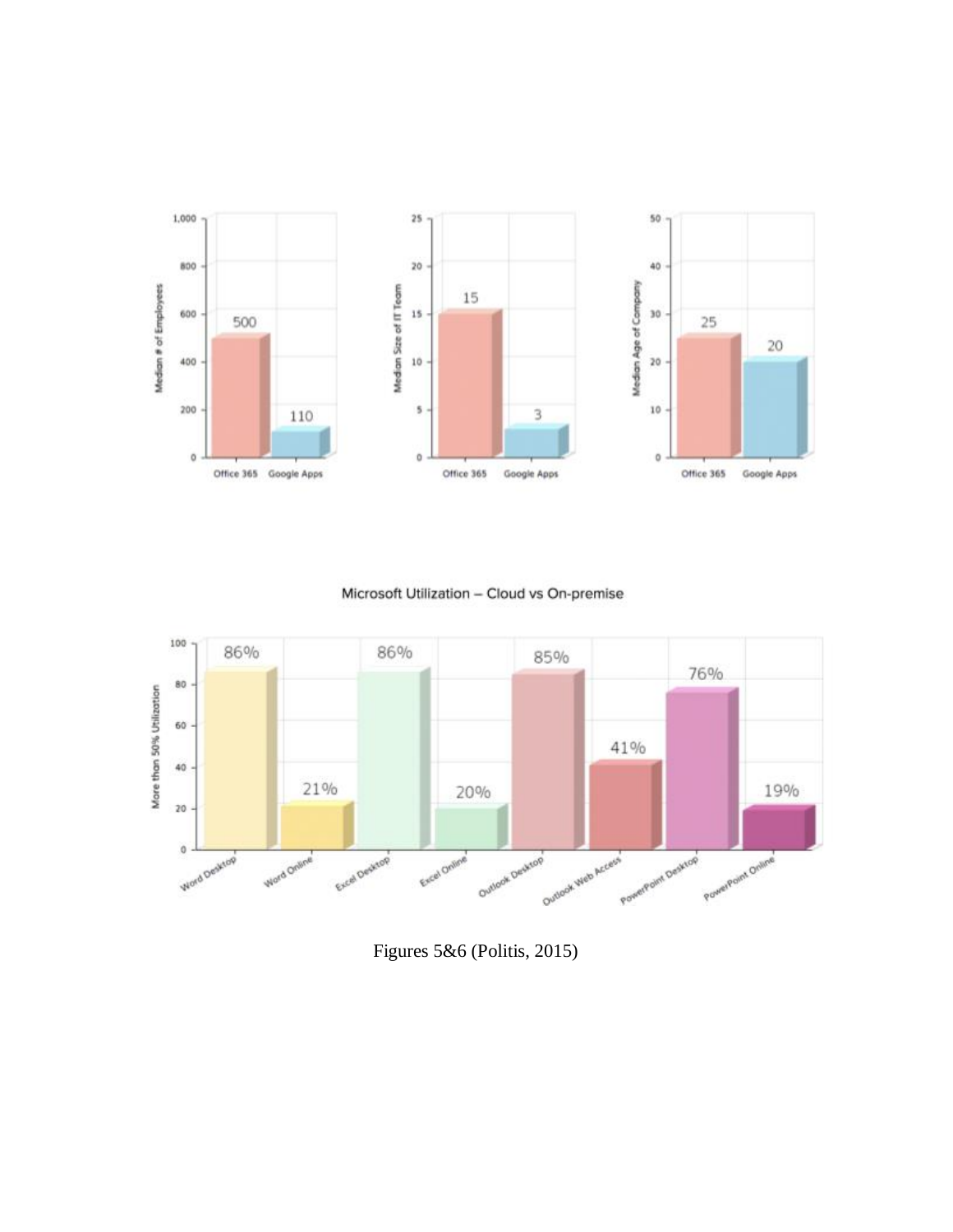Figures 5&6 (Politis, 2015)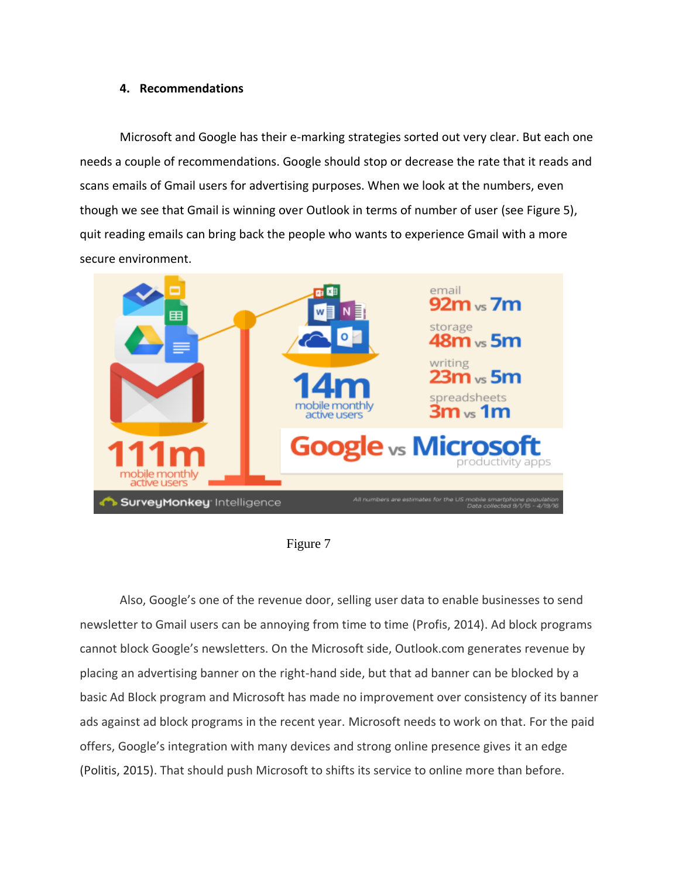## 4. Recommendations

Microsoft and Google has their e-marking strategies sorted out very clear. But each one needs a couple of recommendations. Google should stop or decrease the rate that it reads and scans emails of Gmail users for advertising purposes. When we look at the numbers, even though we see that Gmail is winning over Outlook in terms of number of user (see Figure 5), quit reading emails can bring back the people who wants to experience Gmail with a more secure environment.

Figure 7

Also, Google's one of the revenue door, selling user data to enable businesses to send newsletter to Gmail users can be annoying from time to time (Profis, 2014). Ad block programs cannot block Google's newsletters. On the Microsoft side, Outlook.com generates revenue by placing an advertising banner on the right-hand side, but that ad banner can be blocked by a basic Ad Block program and Microsoft has made no improvement over consistency of its banner ads against ad block programs in the recent year. Microsoft needs to work on that. For the paid offers, Google's integration with many devices and strong online presence gives it an edge (Politis, 2015). That should push Microsoft to shifts its service to online more than before.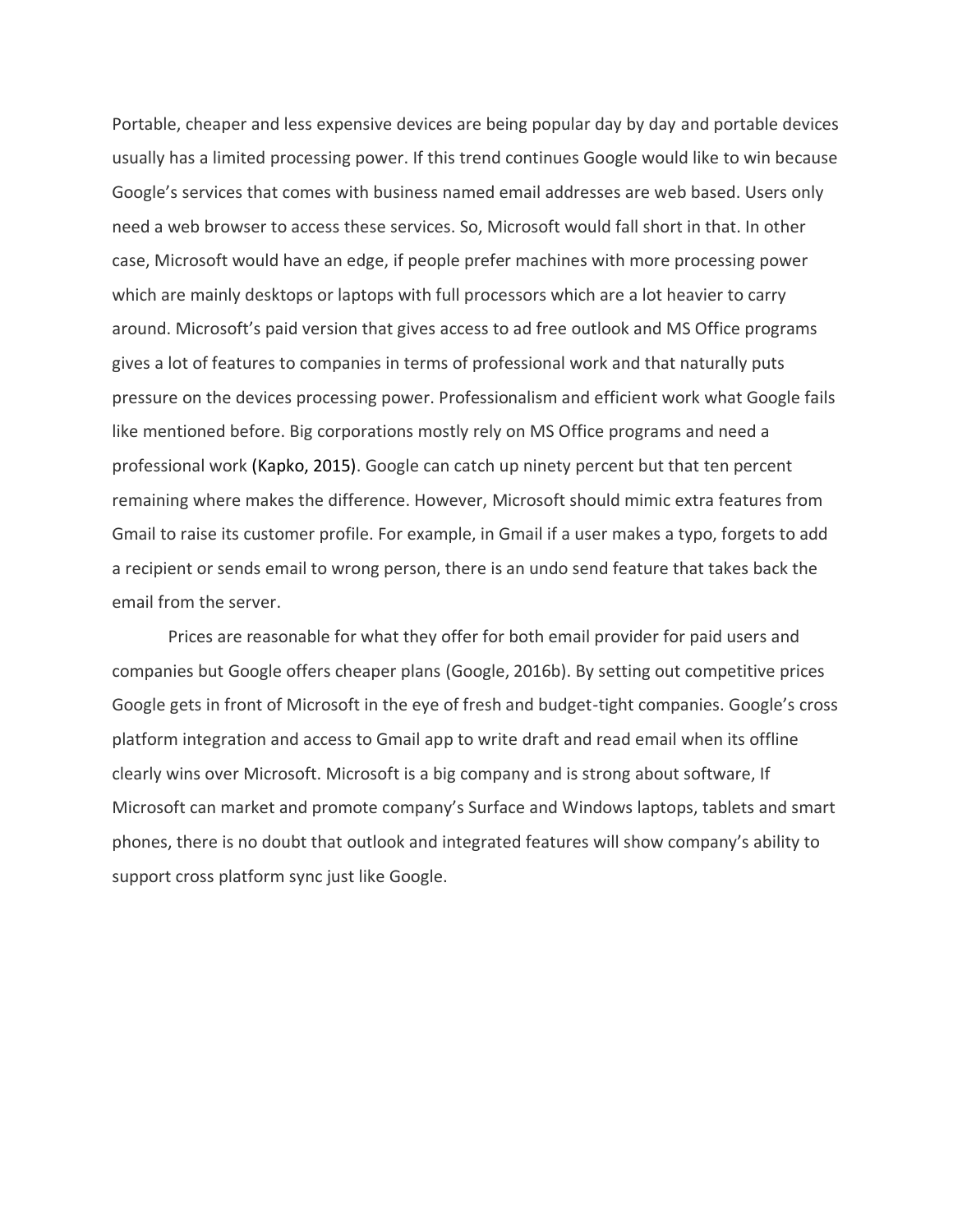Portable, cheaper and less expensive devices are being popular day by day and portable devices usually has a limited processing power. If this trend continues Google would like to win because Google's services that comes with business named email addresses are web based. Users only need a web browser to access these services. So, Microsoft would fall short in that. In other case, Microsoft would have an edge, if people prefer machines with more processing power which are mainly desktops or laptops with full processors which are a lot heavier to carry around. Microsoft's paid version that gives access to ad free outlook and MS Office programs gives a lot of features to companies in terms of professional work and that naturally puts pressure on the devices processing power. Professionalism and efficient work what Google fails like mentioned before. Big corporations mostly rely on MS Office programs and need a professional work (Kapko, 2015). Google can catch up ninety percent but that ten percent remaining where makes the difference. However, Microsoft should mimic extra features from Gmail to raise its customer profile. For example, in Gmail if a user makes a typo, forgets to add a recipient or sends email to wrong person, there is an undo send feature that takes back the email from the server.

Prices are reasonable for what they offer for both email provider for paid users and companies but Google offers cheaper plans (Google, 2016b). By setting out competitive prices Google gets in front of Microsoft in the eye of fresh and budget-tight companies. Google's cross platform integration and access to Gmail app to write draft and read email when its offline clearly wins over Microsoft. Microsoft is a big company and is strong about software, If Microsoft can market and promote company's Surface and Windows laptops, tablets and smart phones, there is no doubt that outlook and integrated features will show company's ability to support cross platform sync just like Google.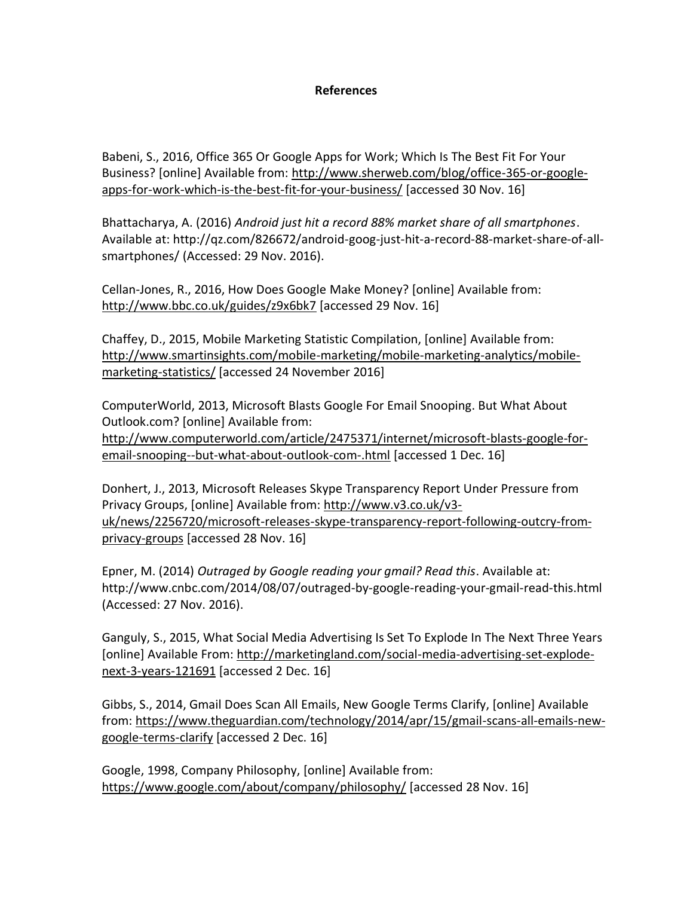# References

Babeni, S., 2016, Office 365 Or Google Apps for Work; Which Is The Best Fit For Your Business? [online] Available from: http://www.sherweb.com/blog/office-365-or-google-apps-for-work-which-is-the-best-fit-for-your-business/ [accessed 30 Nov. 16]

Bhattacharya, A. (2016) *Android just hit a record 88% market share of all smartphones*. Available at: http://qz.com/826672/android-goog-just-hit-a-record-88-market-share-of-all-smartphones/ (Accessed: 29 Nov. 2016).

Cellan-Jones, R., 2016, How Does Google Make Money? [online] Available from: http://www.bbc.co.uk/guides/z9x6bk7 [accessed 29 Nov. 16]

Chaffey, D., 2015, Mobile Marketing Statistic Compilation, [online] Available from: http://www.smartinsights.com/mobile-marketing/mobile-marketing-analytics/mobile-marketing-statistics/ [accessed 24 November 2016]

ComputerWorld, 2013, Microsoft Blasts Google For Email Snooping. But What About Outlook.com? [online] Available from: http://www.computerworld.com/article/2475371/internet/microsoft-blasts-google-for-email-snooping--but-what-about-outlook-com-.html [accessed 1 Dec. 16]

Donhert, J., 2013, Microsoft Releases Skype Transparency Report Under Pressure from Privacy Groups, [online] Available from: http://www.v3.co.uk/v3-uk/news/2256720/microsoft-releases-skype-transparency-report-following-outcry-from-privacy-groups [accessed 28 Nov. 16]

Epner, M. (2014) *Outraged by Google reading your gmail? Read this*. Available at: http://www.cnbc.com/2014/08/07/outraged-by-google-reading-your-gmail-read-this.html (Accessed: 27 Nov. 2016).

Ganguly, S., 2015, What Social Media Advertising Is Set To Explode In The Next Three Years [online] Available From: http://marketingland.com/social-media-advertising-set-explode-next-3-years-121691 [accessed 2 Dec. 16]

Gibbs, S., 2014, Gmail Does Scan All Emails, New Google Terms Clarify, [online] Available from: https://www.theguardian.com/technology/2014/apr/15/gmail-scans-all-emails-new-google-terms-clarify [accessed 2 Dec. 16]

Google, 1998, Company Philosophy, [online] Available from: https://www.google.com/about/company/philosophy/ [accessed 28 Nov. 16]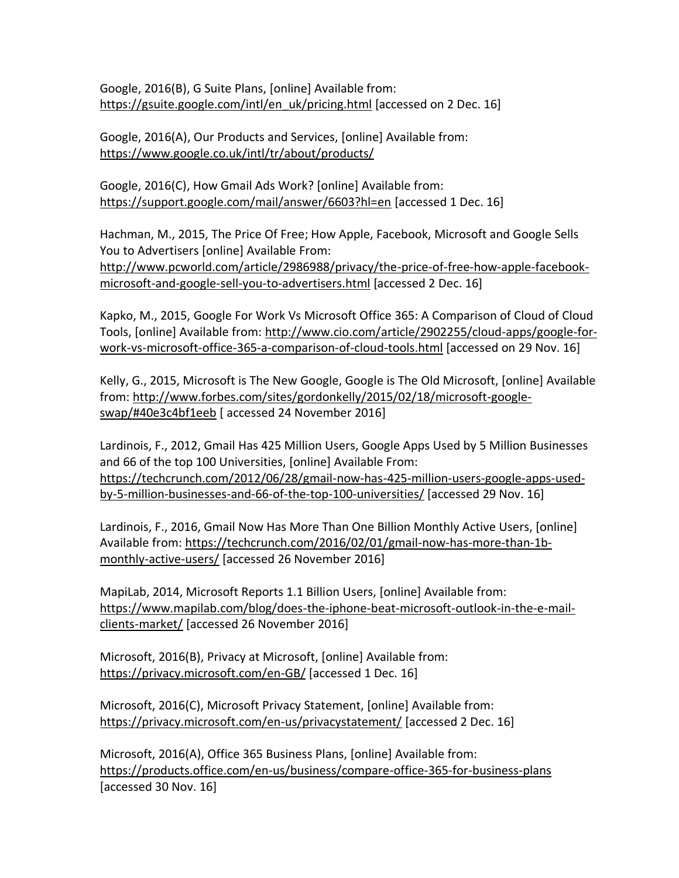Google, 2016(B), G Suite Plans, [online] Available from: https://gsuite.google.com/intl/en_uk/pricing.html [accessed on 2 Dec. 16]

Google, 2016(A), Our Products and Services, [online] Available from: https://www.google.co.uk/intl/tr/about/products/

Google, 2016(C), How Gmail Ads Work? [online] Available from: https://support.google.com/mail/answer/6603?hl=en [accessed 1 Dec. 16]

Hachman, M., 2015, The Price Of Free; How Apple, Facebook, Microsoft and Google Sells You to Advertisers [online] Available From: http://www.pcworld.com/article/2986988/privacy/the-price-of-free-how-apple-facebook-microsoft-and-google-sell-you-to-advertisers.html [accessed 2 Dec. 16]

Kapko, M., 2015, Google For Work Vs Microsoft Office 365: A Comparison of Cloud of Cloud Tools, [online] Available from: http://www.cio.com/article/2902255/cloud-apps/google-for-work-vs-microsoft-office-365-a-comparison-of-cloud-tools.html [accessed on 29 Nov. 16]

Kelly, G., 2015, Microsoft is The New Google, Google is The Old Microsoft, [online] Available from: http://www.forbes.com/sites/gordonkelly/2015/02/18/microsoft-google-swap/#40e3c4bf1eeb [ accessed 24 November 2016]

Lardinois, F., 2012, Gmail Has 425 Million Users, Google Apps Used by 5 Million Businesses and 66 of the top 100 Universities, [online] Available From: https://techcrunch.com/2012/06/28/gmail-now-has-425-million-users-google-apps-used-by-5-million-businesses-and-66-of-the-top-100-universities/ [accessed 29 Nov. 16]

Lardinois, F., 2016, Gmail Now Has More Than One Billion Monthly Active Users, [online] Available from: https://techcrunch.com/2016/02/01/gmail-now-has-more-than-1b-monthly-active-users/ [accessed 26 November 2016]

MapiLab, 2014, Microsoft Reports 1.1 Billion Users, [online] Available from: https://www.mapilab.com/blog/does-the-iphone-beat-microsoft-outlook-in-the-e-mail-clients-market/ [accessed 26 November 2016]

Microsoft, 2016(B), Privacy at Microsoft, [online] Available from: https://privacy.microsoft.com/en-GB/ [accessed 1 Dec. 16]

Microsoft, 2016(C), Microsoft Privacy Statement, [online] Available from: https://privacy.microsoft.com/en-us/privacystatement/ [accessed 2 Dec. 16]

Microsoft, 2016(A), Office 365 Business Plans, [online] Available from: https://products.office.com/en-us/business/compare-office-365-for-business-plans [accessed 30 Nov. 16]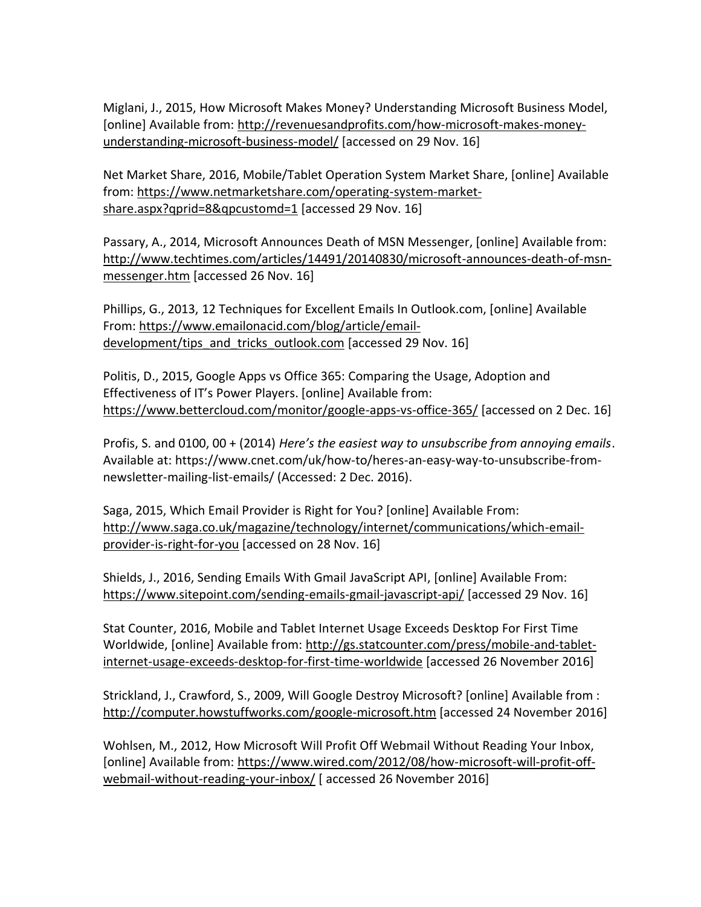Miglani, J., 2015, How Microsoft Makes Money? Understanding Microsoft Business Model, [online] Available from: http://revenuesandprofits.com/how-microsoft-makes-money-understanding-microsoft-business-model/ [accessed on 29 Nov. 16]

Net Market Share, 2016, Mobile/Tablet Operation System Market Share, [online] Available from: https://www.netmarketshare.com/operating-system-market-share.aspx?qprid=8&qpcustomd=1 [accessed 29 Nov. 16]

Passary, A., 2014, Microsoft Announces Death of MSN Messenger, [online] Available from: http://www.techtimes.com/articles/14491/20140830/microsoft-announces-death-of-msn-messenger.htm [accessed 26 Nov. 16]

Phillips, G., 2013, 12 Techniques for Excellent Emails In Outlook.com, [online] Available From: https://www.emailonacid.com/blog/article/email-development/tips_and_tricks_outlook.com [accessed 29 Nov. 16]

Politis, D., 2015, Google Apps vs Office 365: Comparing the Usage, Adoption and Effectiveness of IT's Power Players. [online] Available from: https://www.bettercloud.com/monitor/google-apps-vs-office-365/ [accessed on 2 Dec. 16]

Profis, S. and 0100, 00 + (2014) *Here's the easiest way to unsubscribe from annoying emails*. Available at: https://www.cnet.com/uk/how-to/heres-an-easy-way-to-unsubscribe-from-newsletter-mailing-list-emails/ (Accessed: 2 Dec. 2016).

Saga, 2015, Which Email Provider is Right for You? [online] Available From: http://www.saga.co.uk/magazine/technology/internet/communications/which-email-provider-is-right-for-you [accessed on 28 Nov. 16]

Shields, J., 2016, Sending Emails With Gmail JavaScript API, [online] Available From: https://www.sitepoint.com/sending-emails-gmail-javascript-api/ [accessed 29 Nov. 16]

Stat Counter, 2016, Mobile and Tablet Internet Usage Exceeds Desktop For First Time Worldwide, [online] Available from: http://gs.statcounter.com/press/mobile-and-tablet-internet-usage-exceeds-desktop-for-first-time-worldwide [accessed 26 November 2016]

Strickland, J., Crawford, S., 2009, Will Google Destroy Microsoft? [online] Available from : http://computer.howstuffworks.com/google-microsoft.htm [accessed 24 November 2016]

Wohlsen, M., 2012, How Microsoft Will Profit Off Webmail Without Reading Your Inbox, [online] Available from: https://www.wired.com/2012/08/how-microsoft-will-profit-off-webmail-without-reading-your-inbox/ [ accessed 26 November 2016]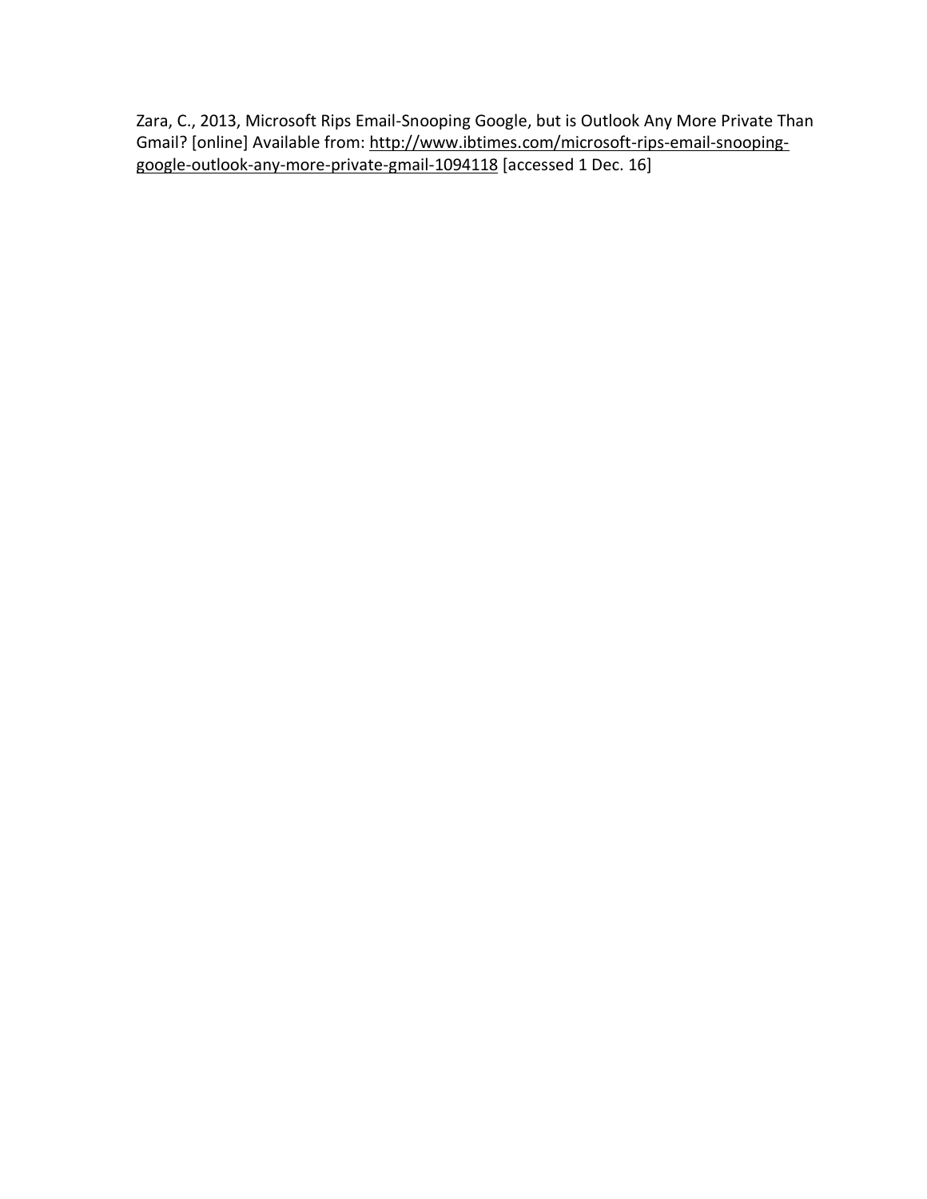Zara, C., 2013, Microsoft Rips Email-Snooping Google, but is Outlook Any More Private Than Gmail? [online] Available from: http://www.ibtimes.com/microsoft-rips-email-snooping-google-outlook-any-more-private-gmail-1094118 [accessed 1 Dec. 16]